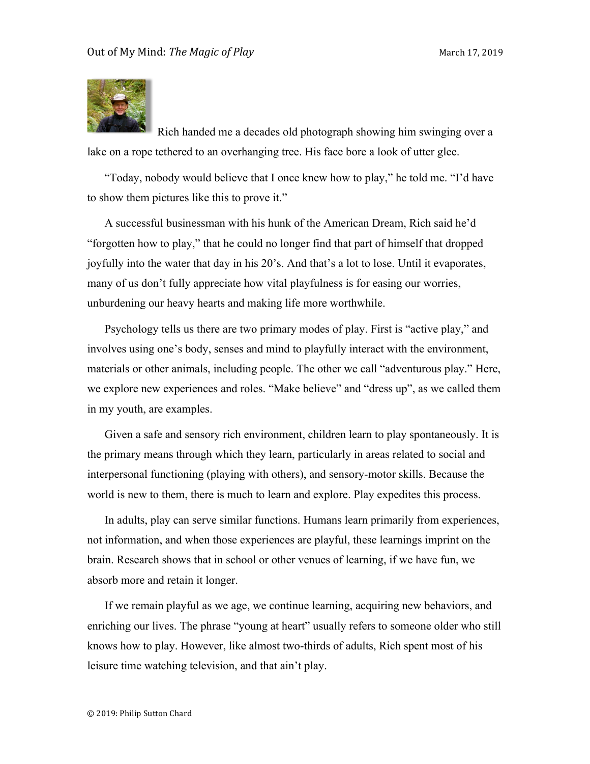Rich handed me a decades old photograph showing him swinging over a lake on a rope tethered to an overhanging tree. His face bore a look of utter glee.

"Today, nobody would believe that I once knew how to play," he told me. "I'd have to show them pictures like this to prove it."

A successful businessman with his hunk of the American Dream, Rich said he'd "forgotten how to play," that he could no longer find that part of himself that dropped joyfully into the water that day in his 20's. And that's a lot to lose. Until it evaporates, many of us don't fully appreciate how vital playfulness is for easing our worries, unburdening our heavy hearts and making life more worthwhile.

Psychology tells us there are two primary modes of play. First is "active play," and involves using one's body, senses and mind to playfully interact with the environment, materials or other animals, including people. The other we call "adventurous play." Here, we explore new experiences and roles. "Make believe" and "dress up", as we called them in my youth, are examples.

Given a safe and sensory rich environment, children learn to play spontaneously. It is the primary means through which they learn, particularly in areas related to social and interpersonal functioning (playing with others), and sensory-motor skills. Because the world is new to them, there is much to learn and explore. Play expedites this process.

In adults, play can serve similar functions. Humans learn primarily from experiences, not information, and when those experiences are playful, these learnings imprint on the brain. Research shows that in school or other venues of learning, if we have fun, we absorb more and retain it longer.

If we remain playful as we age, we continue learning, acquiring new behaviors, and enriching our lives. The phrase "young at heart" usually refers to someone older who still knows how to play. However, like almost two-thirds of adults, Rich spent most of his leisure time watching television, and that ain't play.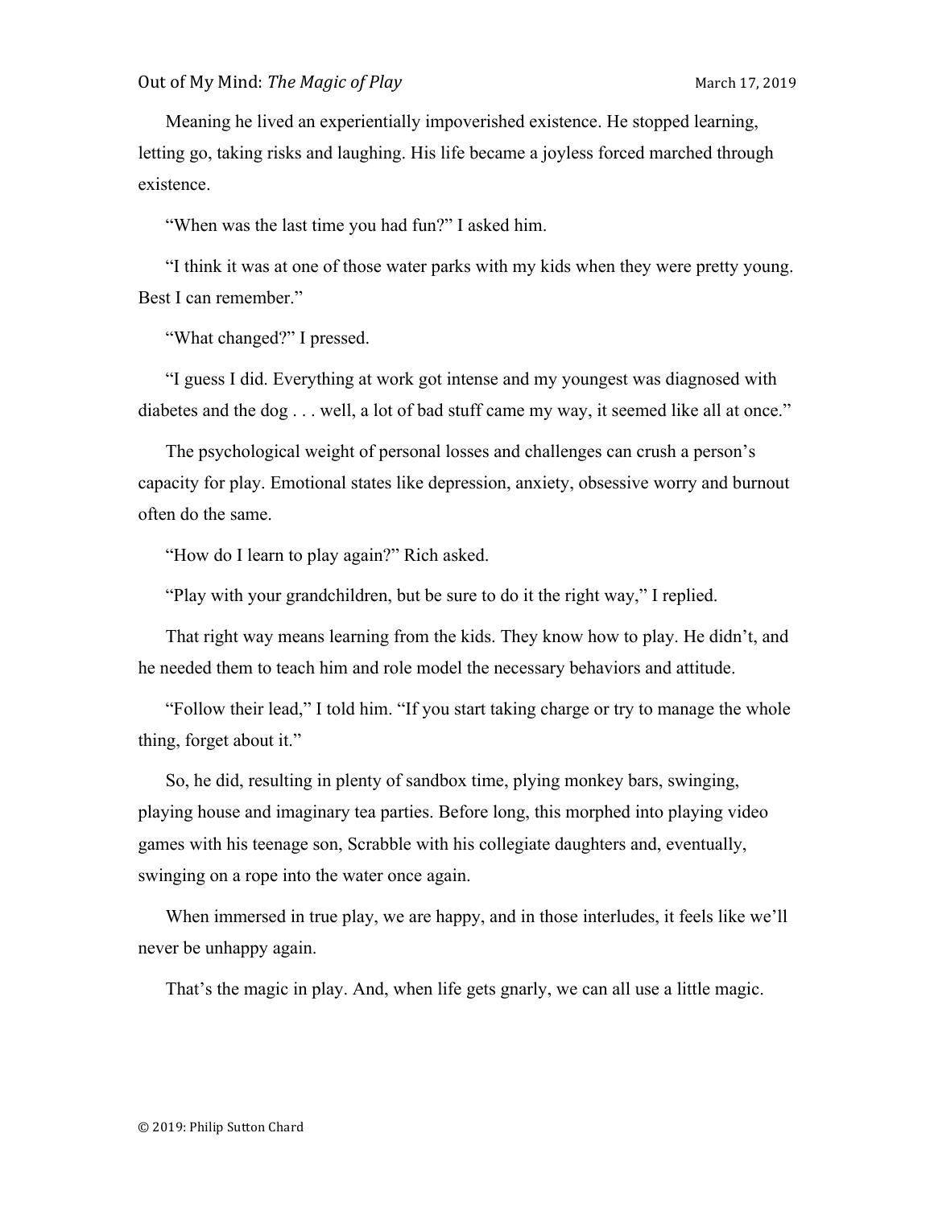Meaning he lived an experientially impoverished existence. He stopped learning, letting go, taking risks and laughing. His life became a joyless forced marched through existence.

"When was the last time you had fun?" I asked him.

"I think it was at one of those water parks with my kids when they were pretty young. Best I can remember."

"What changed?" I pressed.

"I guess I did. Everything at work got intense and my youngest was diagnosed with diabetes and the dog . . . well, a lot of bad stuff came my way, it seemed like all at once."

The psychological weight of personal losses and challenges can crush a person's capacity for play. Emotional states like depression, anxiety, obsessive worry and burnout often do the same.

"How do I learn to play again?" Rich asked.

"Play with your grandchildren, but be sure to do it the right way," I replied.

That right way means learning from the kids. They know how to play. He didn't, and he needed them to teach him and role model the necessary behaviors and attitude.

"Follow their lead," I told him. "If you start taking charge or try to manage the whole thing, forget about it."

So, he did, resulting in plenty of sandbox time, plying monkey bars, swinging, playing house and imaginary tea parties. Before long, this morphed into playing video games with his teenage son, Scrabble with his collegiate daughters and, eventually, swinging on a rope into the water once again.

When immersed in true play, we are happy, and in those interludes, it feels like we'll never be unhappy again.

That's the magic in play. And, when life gets gnarly, we can all use a little magic.

© 2019: Philip Sutton Chard